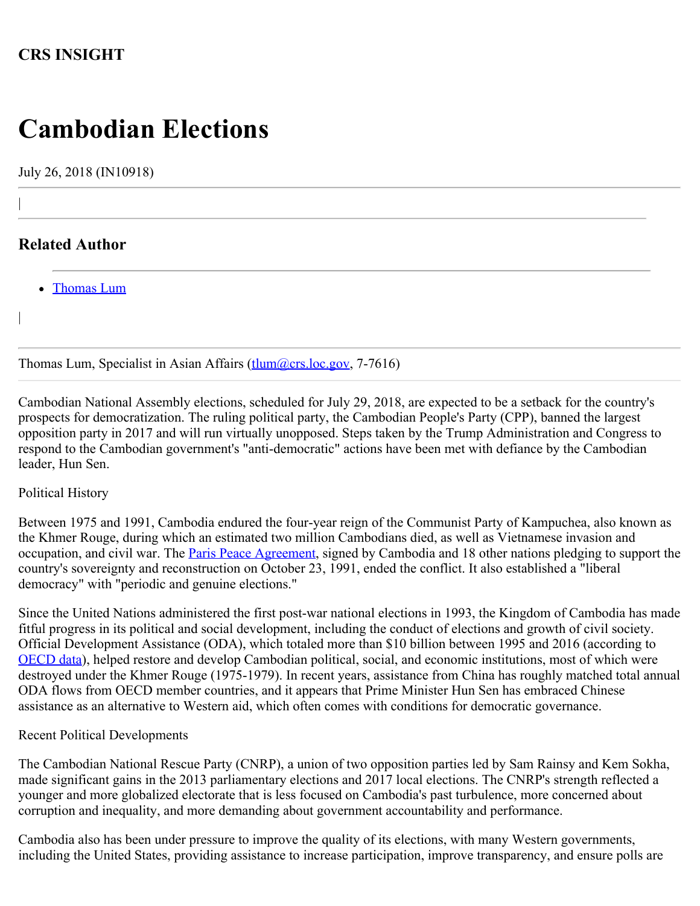**CRS INSIGHT**

# Cambodian Elections

July 26, 2018 (IN10918)

## Related Author

- Thomas Lum

Thomas Lum, Specialist in Asian Affairs (tlum@crs.loc.gov, 7-7616)

Cambodian National Assembly elections, scheduled for July 29, 2018, are expected to be a setback for the country's prospects for democratization. The ruling political party, the Cambodian People's Party (CPP), banned the largest opposition party in 2017 and will run virtually unopposed. Steps taken by the Trump Administration and Congress to respond to the Cambodian government's "anti-democratic" actions have been met with defiance by the Cambodian leader, Hun Sen.

Political History

Between 1975 and 1991, Cambodia endured the four-year reign of the Communist Party of Kampuchea, also known as the Khmer Rouge, during which an estimated two million Cambodians died, as well as Vietnamese invasion and occupation, and civil war. The Paris Peace Agreement, signed by Cambodia and 18 other nations pledging to support the country's sovereignty and reconstruction on October 23, 1991, ended the conflict. It also established a "liberal democracy" with "periodic and genuine elections."

Since the United Nations administered the first post-war national elections in 1993, the Kingdom of Cambodia has made fitful progress in its political and social development, including the conduct of elections and growth of civil society. Official Development Assistance (ODA), which totaled more than $10 billion between 1995 and 2016 (according to OECD data), helped restore and develop Cambodian political, social, and economic institutions, most of which were destroyed under the Khmer Rouge (1975-1979). In recent years, assistance from China has roughly matched total annual ODA flows from OECD member countries, and it appears that Prime Minister Hun Sen has embraced Chinese assistance as an alternative to Western aid, which often comes with conditions for democratic governance.

Recent Political Developments

The Cambodian National Rescue Party (CNRP), a union of two opposition parties led by Sam Rainsy and Kem Sokha, made significant gains in the 2013 parliamentary elections and 2017 local elections. The CNRP's strength reflected a younger and more globalized electorate that is less focused on Cambodia's past turbulence, more concerned about corruption and inequality, and more demanding about government accountability and performance.

Cambodia also has been under pressure to improve the quality of its elections, with many Western governments, including the United States, providing assistance to increase participation, improve transparency, and ensure polls are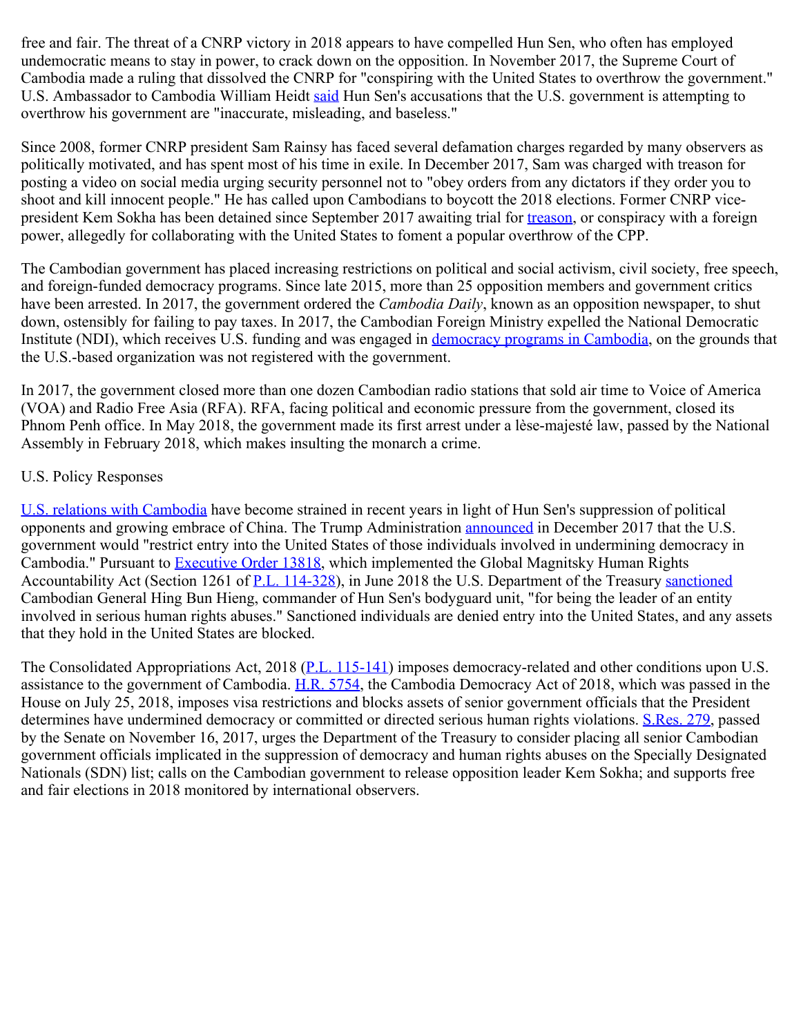free and fair. The threat of a CNRP victory in 2018 appears to have compelled Hun Sen, who often has employed undemocratic means to stay in power, to crack down on the opposition. In November 2017, the Supreme Court of Cambodia made a ruling that dissolved the CNRP for "conspiring with the United States to overthrow the government." U.S. Ambassador to Cambodia William Heidt said Hun Sen's accusations that the U.S. government is attempting to overthrow his government are "inaccurate, misleading, and baseless."

Since 2008, former CNRP president Sam Rainsy has faced several defamation charges regarded by many observers as politically motivated, and has spent most of his time in exile. In December 2017, Sam was charged with treason for posting a video on social media urging security personnel not to "obey orders from any dictators if they order you to shoot and kill innocent people." He has called upon Cambodians to boycott the 2018 elections. Former CNRP vice-president Kem Sokha has been detained since September 2017 awaiting trial for treason, or conspiracy with a foreign power, allegedly for collaborating with the United States to foment a popular overthrow of the CPP.

The Cambodian government has placed increasing restrictions on political and social activism, civil society, free speech, and foreign-funded democracy programs. Since late 2015, more than 25 opposition members and government critics have been arrested. In 2017, the government ordered the *Cambodia Daily*, known as an opposition newspaper, to shut down, ostensibly for failing to pay taxes. In 2017, the Cambodian Foreign Ministry expelled the National Democratic Institute (NDI), which receives U.S. funding and was engaged in democracy programs in Cambodia, on the grounds that the U.S.-based organization was not registered with the government.

In 2017, the government closed more than one dozen Cambodian radio stations that sold air time to Voice of America (VOA) and Radio Free Asia (RFA). RFA, facing political and economic pressure from the government, closed its Phnom Penh office. In May 2018, the government made its first arrest under a lèse-majesté law, passed by the National Assembly in February 2018, which makes insulting the monarch a crime.

## U.S. Policy Responses

U.S. relations with Cambodia have become strained in recent years in light of Hun Sen's suppression of political opponents and growing embrace of China. The Trump Administration announced in December 2017 that the U.S. government would "restrict entry into the United States of those individuals involved in undermining democracy in Cambodia." Pursuant to Executive Order 13818, which implemented the Global Magnitsky Human Rights Accountability Act (Section 1261 of P.L. 114-328), in June 2018 the U.S. Department of the Treasury sanctioned Cambodian General Hing Bun Hieng, commander of Hun Sen's bodyguard unit, "for being the leader of an entity involved in serious human rights abuses." Sanctioned individuals are denied entry into the United States, and any assets that they hold in the United States are blocked.

The Consolidated Appropriations Act, 2018 (P.L. 115-141) imposes democracy-related and other conditions upon U.S. assistance to the government of Cambodia. H.R. 5754, the Cambodia Democracy Act of 2018, which was passed in the House on July 25, 2018, imposes visa restrictions and blocks assets of senior government officials that the President determines have undermined democracy or committed or directed serious human rights violations. S.Res. 279, passed by the Senate on November 16, 2017, urges the Department of the Treasury to consider placing all senior Cambodian government officials implicated in the suppression of democracy and human rights abuses on the Specially Designated Nationals (SDN) list; calls on the Cambodian government to release opposition leader Kem Sokha; and supports free and fair elections in 2018 monitored by international observers.